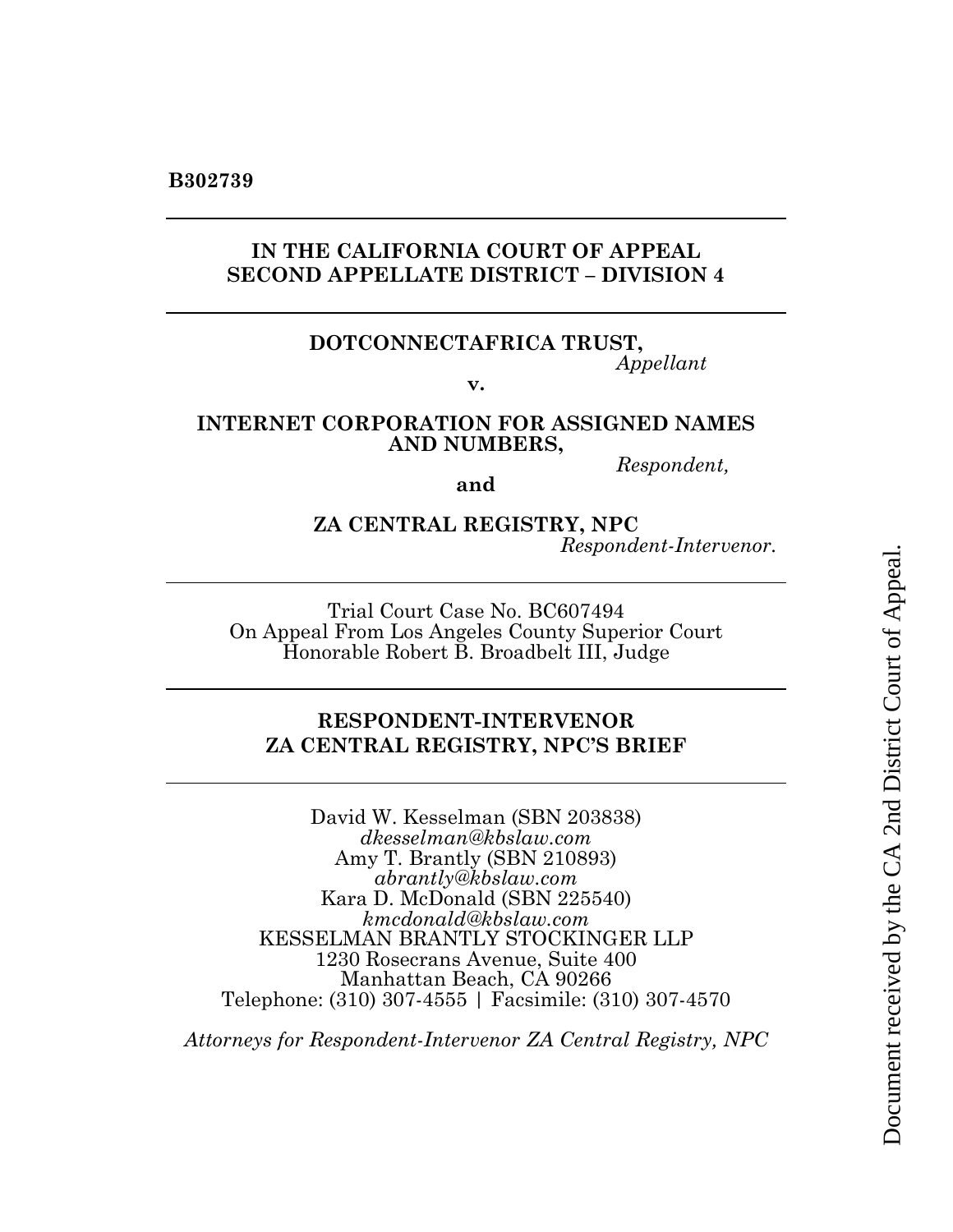**B302739**

---

**IN THE CALIFORNIA COURT OF APPEAL**
**SECOND APPELLATE DISTRICT – DIVISION 4**

---

**DOTCONNECTAFRICA TRUST,**
*Appellant*

**v.**

**INTERNET CORPORATION FOR ASSIGNED NAMES AND NUMBERS,**
*Respondent,*

**and**

**ZA CENTRAL REGISTRY, NPC**
*Respondent-Intervenor.*

---

Trial Court Case No. BC607494
On Appeal From Los Angeles County Superior Court
Honorable Robert B. Broadbelt III, Judge

---

**RESPONDENT-INTERVENOR**
**ZA CENTRAL REGISTRY, NPC'S BRIEF**

---

David W. Kesselman (SBN 203838)
*dkesselman@kbslaw.com*
Amy T. Brantly (SBN 210893)
*abrantly@kbslaw.com*
Kara D. McDonald (SBN 225540)
*kmcdonald@kbslaw.com*
KESSELMAN BRANTLY STOCKINGER LLP
1230 Rosecrans Avenue, Suite 400
Manhattan Beach, CA 90266
Telephone: (310) 307-4555 | Facsimile: (310) 307-4570

*Attorneys for Respondent-Intervenor ZA Central Registry, NPC*

Document received by the CA 2nd District Court of Appeal.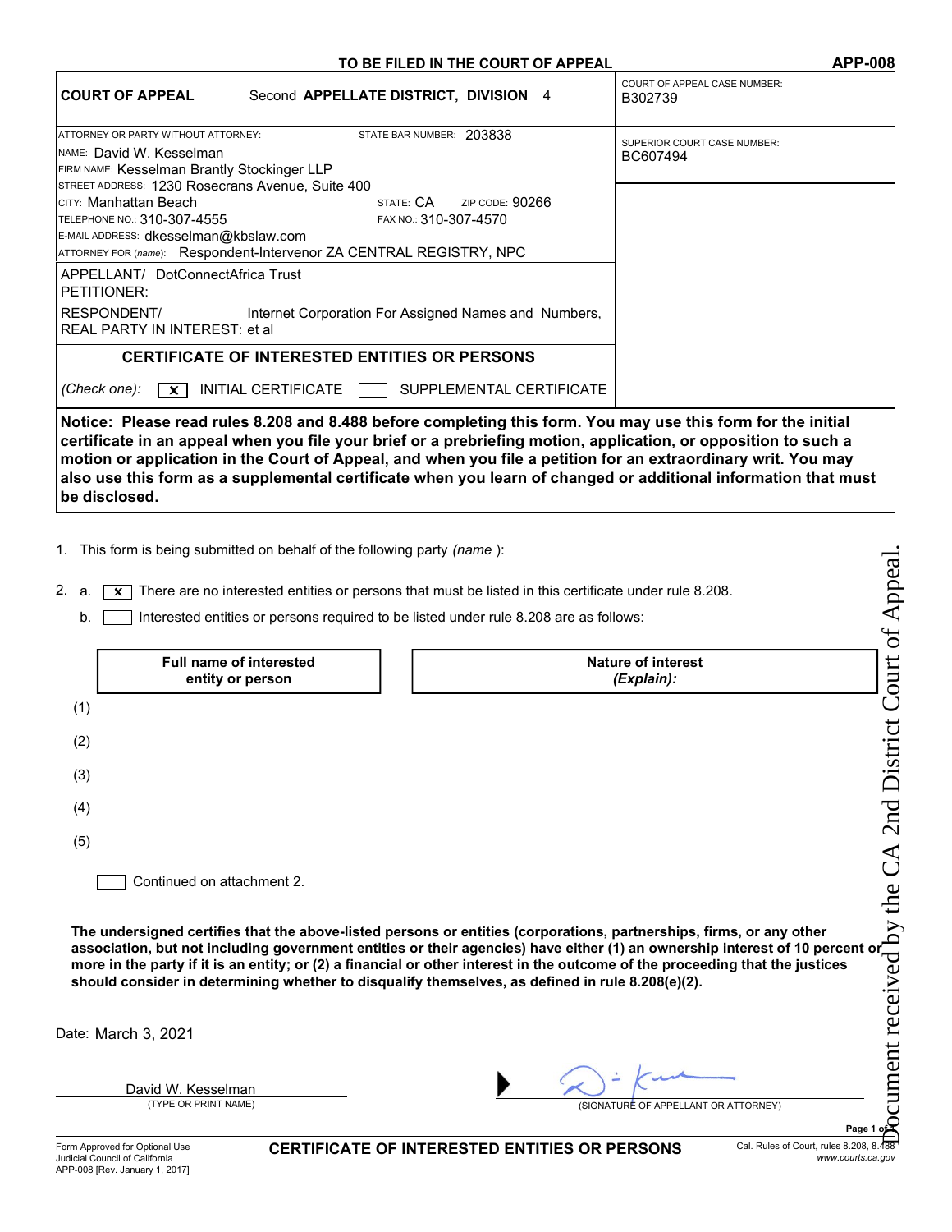**TO BE FILED IN THE COURT OF APPEAL** **APP-008**

| **COURT OF APPEAL** Second **APPELLATE DISTRICT, DIVISION** 4 | COURT OF APPEAL CASE NUMBER: B302739 |
|---|---|
| ATTORNEY OR PARTY WITHOUT ATTORNEY: STATE BAR NUMBER: 203838<br>NAME: David W. Kesselman<br>FIRM NAME: Kesselman Brantly Stockinger LLP<br>STREET ADDRESS: 1230 Rosecrans Avenue, Suite 400<br>CITY: Manhattan Beach STATE: CA ZIP CODE: 90266<br>TELEPHONE NO.: 310-307-4555 FAX NO.: 310-307-4570<br>E-MAIL ADDRESS: dkesselman@kbslaw.com<br>ATTORNEY FOR (*name*): Respondent-Intervenor ZA CENTRAL REGISTRY, NPC | SUPERIOR COURT CASE NUMBER: BC607494 |
| APPELLANT/ PETITIONER: DotConnectAfrica Trust | |
| RESPONDENT/ REAL PARTY IN INTEREST: Internet Corporation For Assigned Names and Numbers, et al | |

## CERTIFICATE OF INTERESTED ENTITIES OR PERSONS

(*Check one*): [x] INITIAL CERTIFICATE [ ] SUPPLEMENTAL CERTIFICATE

**Notice: Please read rules 8.208 and 8.488 before completing this form. You may use this form for the initial certificate in an appeal when you file your brief or a prebriefing motion, application, or opposition to such a motion or application in the Court of Appeal, and when you file a petition for an extraordinary writ. You may also use this form as a supplemental certificate when you learn of changed or additional information that must be disclosed.**

1. This form is being submitted on behalf of the following party (*name*):

2. a. [x] There are no interested entities or persons that must be listed in this certificate under rule 8.208.

   b. [ ] Interested entities or persons required to be listed under rule 8.208 are as follows:

| | Full name of interested entity or person | Nature of interest (*Explain*): |
|---|---|---|
| (1) | | |
| (2) | | |
| (3) | | |
| (4) | | |
| (5) | | |

[ ] Continued on attachment 2.

**The undersigned certifies that the above-listed persons or entities (corporations, partnerships, firms, or any other association, but not including government entities or their agencies) have either (1) an ownership interest of 10 percent or more in the party if it is an entity; or (2) a financial or other interest in the outcome of the proceeding that the justices should consider in determining whether to disqualify themselves, as defined in rule 8.208(e)(2).**

Date: March 3, 2021

David W. Kesselman
(TYPE OR PRINT NAME)

(SIGNATURE OF APPELLANT OR ATTORNEY)

Form Approved for Optional Use
Judicial Council of California
APP-008 [Rev. January 1, 2017]

**CERTIFICATE OF INTERESTED ENTITIES OR PERSONS**

Cal. Rules of Court, rules 8.208, 8.488
www.courts.ca.gov

Document received by the CA 2nd District Court of Appeal.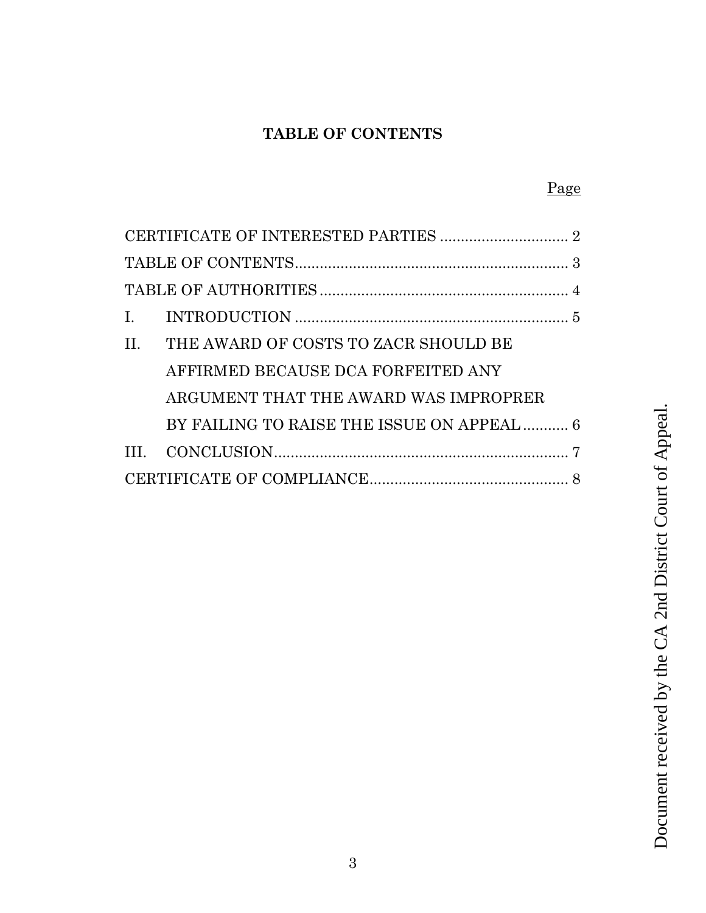## TABLE OF CONTENTS

| | Page |
|---|---|
| CERTIFICATE OF INTERESTED PARTIES | 2 |
| TABLE OF CONTENTS | 3 |
| TABLE OF AUTHORITIES | 4 |
| I. INTRODUCTION | 5 |
| II. THE AWARD OF COSTS TO ZACR SHOULD BE AFFIRMED BECAUSE DCA FORFEITED ANY ARGUMENT THAT THE AWARD WAS IMPROPRER BY FAILING TO RAISE THE ISSUE ON APPEAL | 6 |
| III. CONCLUSION | 7 |
| CERTIFICATE OF COMPLIANCE | 8 |

Document received by the CA 2nd District Court of Appeal.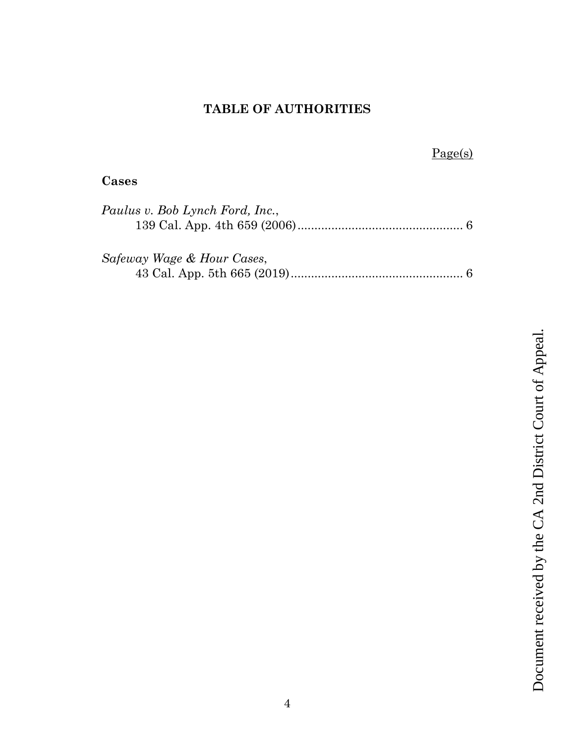## TABLE OF AUTHORITIES

Page(s)

**Cases**

*Paulus v. Bob Lynch Ford, Inc.*,
139 Cal. App. 4th 659 (2006) ................................................. 6

*Safeway Wage & Hour Cases*,
43 Cal. App. 5th 665 (2019) ................................................... 6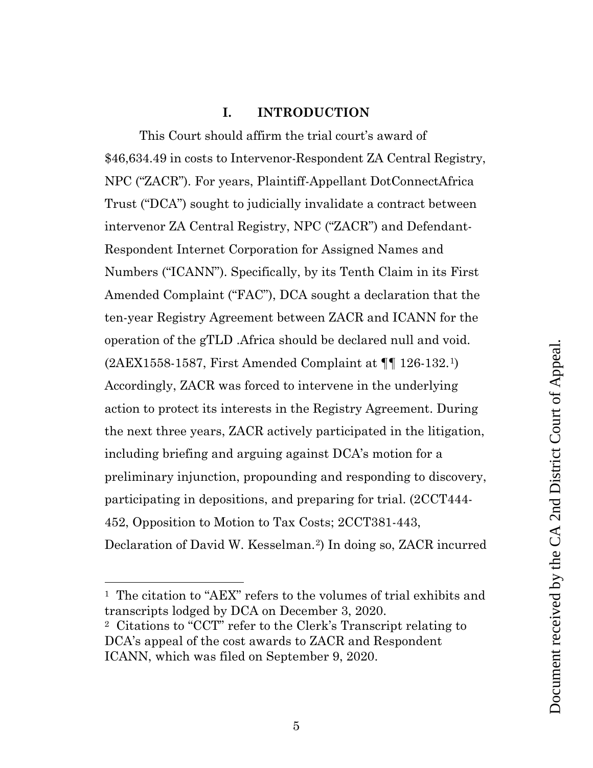## I. INTRODUCTION

This Court should affirm the trial court's award of $46,634.49 in costs to Intervenor-Respondent ZA Central Registry, NPC ("ZACR"). For years, Plaintiff-Appellant DotConnectAfrica Trust ("DCA") sought to judicially invalidate a contract between intervenor ZA Central Registry, NPC ("ZACR") and Defendant-Respondent Internet Corporation for Assigned Names and Numbers ("ICANN"). Specifically, by its Tenth Claim in its First Amended Complaint ("FAC"), DCA sought a declaration that the ten-year Registry Agreement between ZACR and ICANN for the operation of the gTLD .Africa should be declared null and void. (2AEX1558-1587, First Amended Complaint at ¶¶ 126-132.[1]) Accordingly, ZACR was forced to intervene in the underlying action to protect its interests in the Registry Agreement. During the next three years, ZACR actively participated in the litigation, including briefing and arguing against DCA's motion for a preliminary injunction, propounding and responding to discovery, participating in depositions, and preparing for trial. (2CCT444-452, Opposition to Motion to Tax Costs; 2CCT381-443, Declaration of David W. Kesselman.[2]) In doing so, ZACR incurred

---

[1] The citation to "AEX" refers to the volumes of trial exhibits and transcripts lodged by DCA on December 3, 2020.

[2] Citations to "CCT" refer to the Clerk's Transcript relating to DCA's appeal of the cost awards to ZACR and Respondent ICANN, which was filed on September 9, 2020.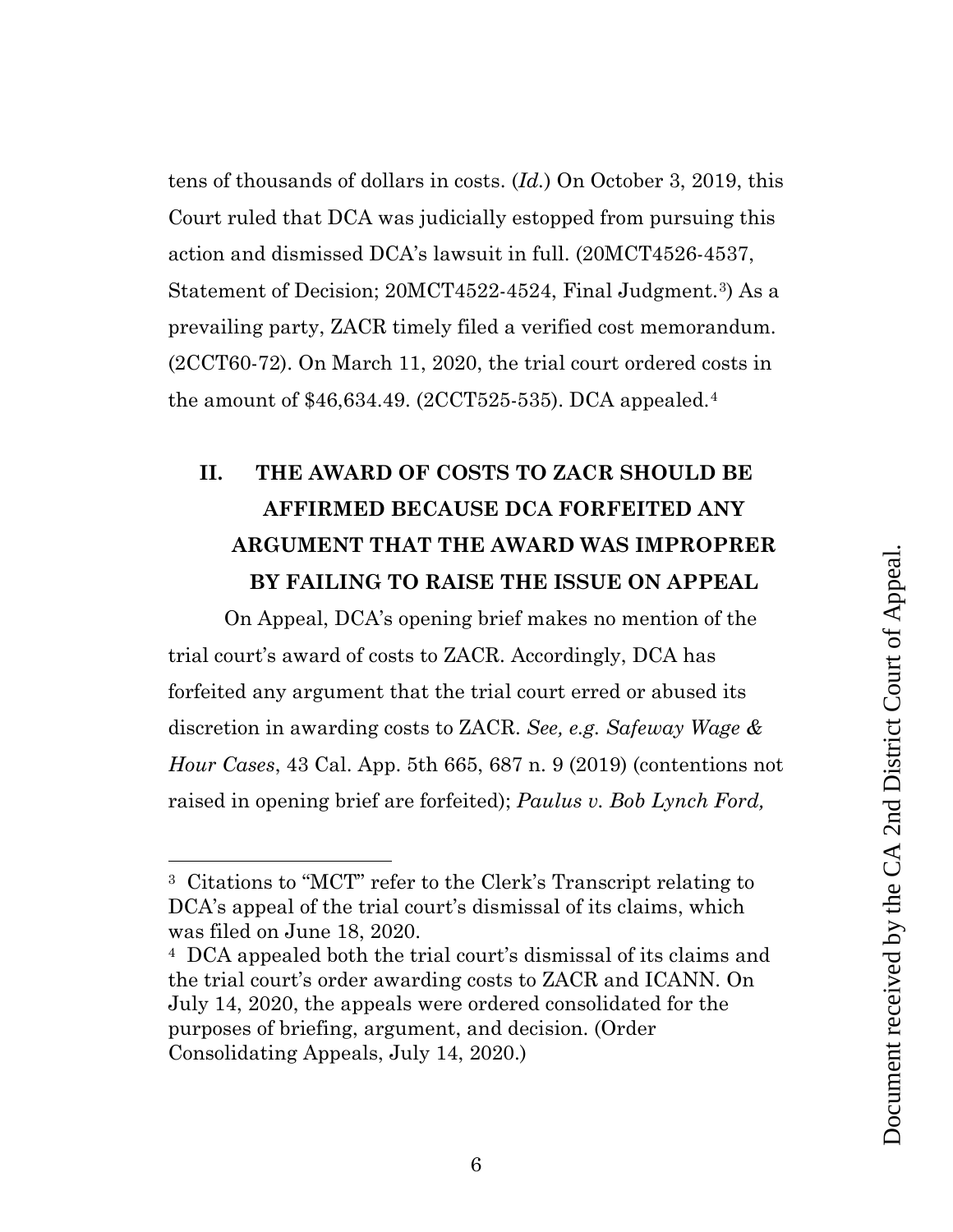tens of thousands of dollars in costs. (*Id.*) On October 3, 2019, this Court ruled that DCA was judicially estopped from pursuing this action and dismissed DCA's lawsuit in full. (20MCT4526-4537, Statement of Decision; 20MCT4522-4524, Final Judgment.[3]) As a prevailing party, ZACR timely filed a verified cost memorandum. (2CCT60-72). On March 11, 2020, the trial court ordered costs in the amount of $46,634.49. (2CCT525-535). DCA appealed.[4]

## II. THE AWARD OF COSTS TO ZACR SHOULD BE AFFIRMED BECAUSE DCA FORFEITED ANY ARGUMENT THAT THE AWARD WAS IMPROPRER BY FAILING TO RAISE THE ISSUE ON APPEAL

On Appeal, DCA's opening brief makes no mention of the trial court's award of costs to ZACR. Accordingly, DCA has forfeited any argument that the trial court erred or abused its discretion in awarding costs to ZACR. *See, e.g. Safeway Wage & Hour Cases*, 43 Cal. App. 5th 665, 687 n. 9 (2019) (contentions not raised in opening brief are forfeited); *Paulus v. Bob Lynch Ford,*

---

[3] Citations to "MCT" refer to the Clerk's Transcript relating to DCA's appeal of the trial court's dismissal of its claims, which was filed on June 18, 2020.

[4] DCA appealed both the trial court's dismissal of its claims and the trial court's order awarding costs to ZACR and ICANN. On July 14, 2020, the appeals were ordered consolidated for the purposes of briefing, argument, and decision. (Order Consolidating Appeals, July 14, 2020.)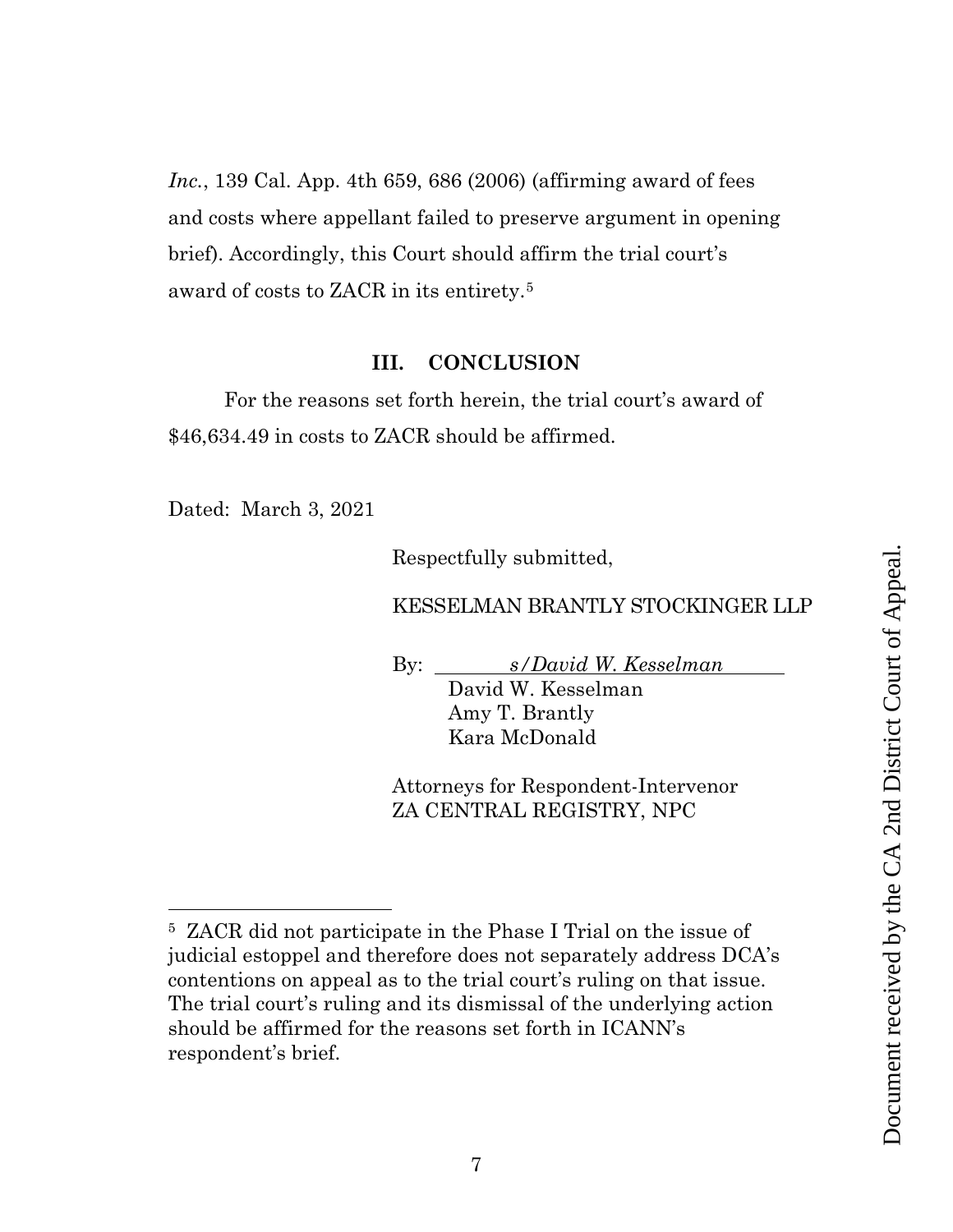*Inc.*, 139 Cal. App. 4th 659, 686 (2006) (affirming award of fees and costs where appellant failed to preserve argument in opening brief). Accordingly, this Court should affirm the trial court's award of costs to ZACR in its entirety.[5]

## III. CONCLUSION

For the reasons set forth herein, the trial court's award of $46,634.49 in costs to ZACR should be affirmed.

Dated: March 3, 2021

Respectfully submitted,

KESSELMAN BRANTLY STOCKINGER LLP

By: *s/David W. Kesselman*
David W. Kesselman
Amy T. Brantly
Kara McDonald

Attorneys for Respondent-Intervenor
ZA CENTRAL REGISTRY, NPC

---

[5] ZACR did not participate in the Phase I Trial on the issue of judicial estoppel and therefore does not separately address DCA's contentions on appeal as to the trial court's ruling on that issue. The trial court's ruling and its dismissal of the underlying action should be affirmed for the reasons set forth in ICANN's respondent's brief.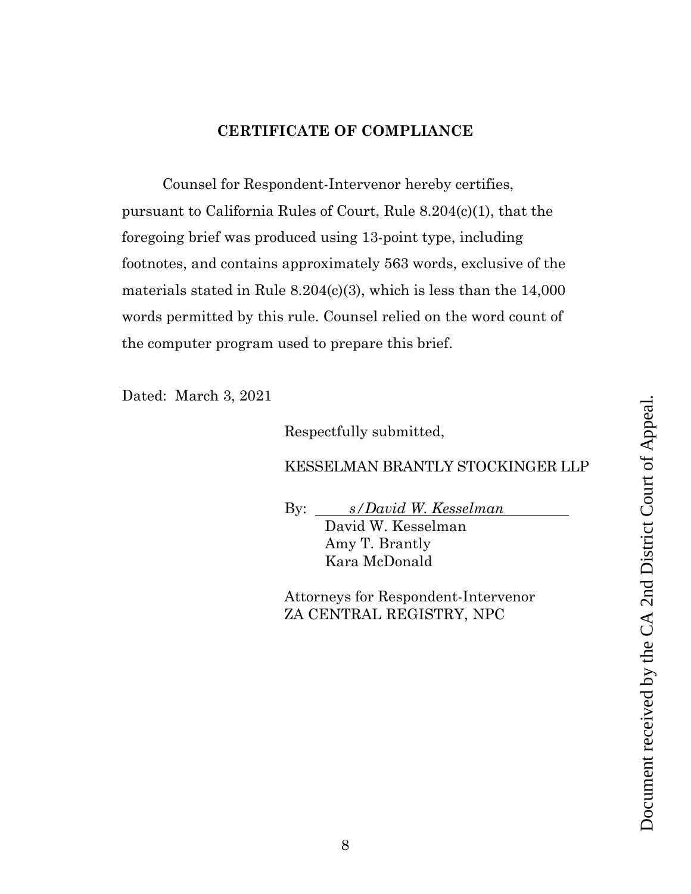## CERTIFICATE OF COMPLIANCE

Counsel for Respondent-Intervenor hereby certifies, pursuant to California Rules of Court, Rule 8.204(c)(1), that the foregoing brief was produced using 13-point type, including footnotes, and contains approximately 563 words, exclusive of the materials stated in Rule 8.204(c)(3), which is less than the 14,000 words permitted by this rule. Counsel relied on the word count of the computer program used to prepare this brief.

Dated: March 3, 2021

Respectfully submitted,

KESSELMAN BRANTLY STOCKINGER LLP

By: *s/David W. Kesselman*
David W. Kesselman
Amy T. Brantly
Kara McDonald

Attorneys for Respondent-Intervenor
ZA CENTRAL REGISTRY, NPC

Document received by the CA 2nd District Court of Appeal.